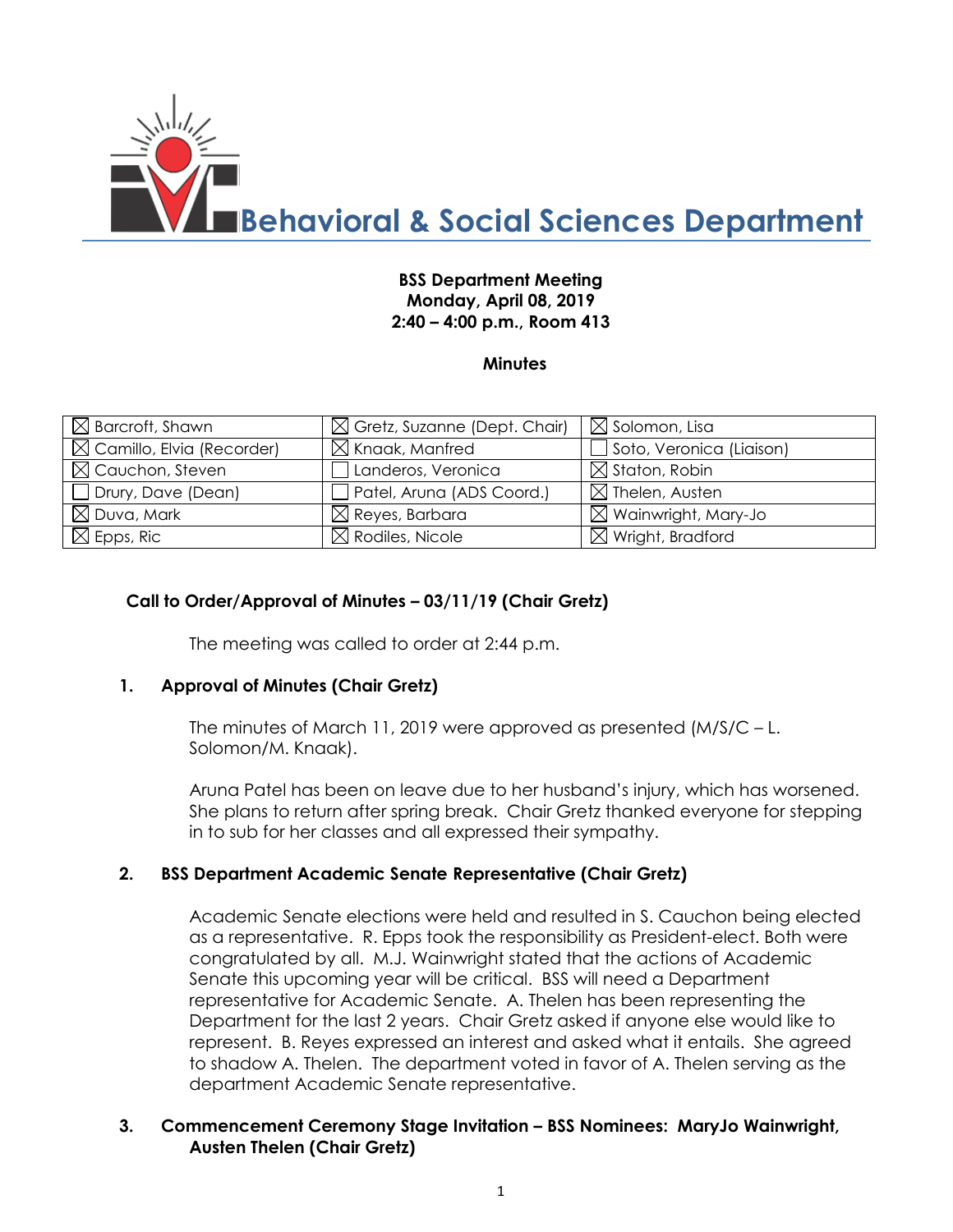# Behavioral & Social Sciences Department

**BSS Department Meeting**
**Monday, April 08, 2019**
**2:40 – 4:00 p.m., Room 413**

**Minutes**

| | | |
|---|---|---|
| ☒ Barcroft, Shawn | ☒ Gretz, Suzanne (Dept. Chair) | ☒ Solomon, Lisa |
| ☒ Camillo, Elvia (Recorder) | ☒ Knaak, Manfred | ☐ Soto, Veronica (Liaison) |
| ☒ Cauchon, Steven | ☐ Landeros, Veronica | ☒ Staton, Robin |
| ☐ Drury, Dave (Dean) | ☐ Patel, Aruna (ADS Coord.) | ☒ Thelen, Austen |
| ☒ Duva, Mark | ☒ Reyes, Barbara | ☒ Wainwright, Mary-Jo |
| ☒ Epps, Ric | ☒ Rodiles, Nicole | ☒ Wright, Bradford |

**Call to Order/Approval of Minutes – 03/11/19 (Chair Gretz)**

The meeting was called to order at 2:44 p.m.

**1. Approval of Minutes (Chair Gretz)**

The minutes of March 11, 2019 were approved as presented (M/S/C – L. Solomon/M. Knaak).

Aruna Patel has been on leave due to her husband's injury, which has worsened. She plans to return after spring break. Chair Gretz thanked everyone for stepping in to sub for her classes and all expressed their sympathy.

**2. BSS Department Academic Senate Representative (Chair Gretz)**

Academic Senate elections were held and resulted in S. Cauchon being elected as a representative. R. Epps took the responsibility as President-elect. Both were congratulated by all. M.J. Wainwright stated that the actions of Academic Senate this upcoming year will be critical. BSS will need a Department representative for Academic Senate. A. Thelen has been representing the Department for the last 2 years. Chair Gretz asked if anyone else would like to represent. B. Reyes expressed an interest and asked what it entails. She agreed to shadow A. Thelen. The department voted in favor of A. Thelen serving as the department Academic Senate representative.

**3. Commencement Ceremony Stage Invitation – BSS Nominees: MaryJo Wainwright, Austen Thelen (Chair Gretz)**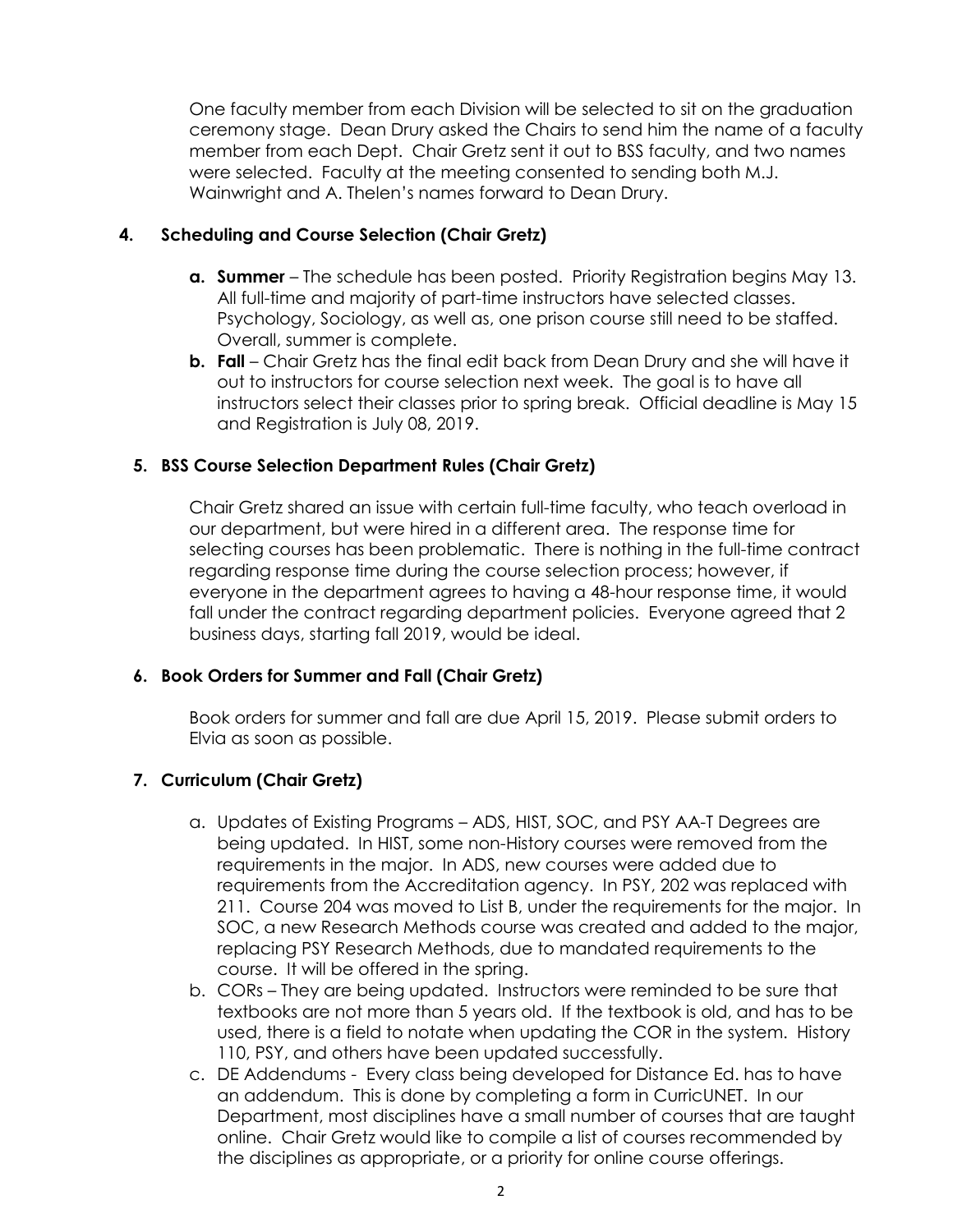One faculty member from each Division will be selected to sit on the graduation ceremony stage. Dean Drury asked the Chairs to send him the name of a faculty member from each Dept. Chair Gretz sent it out to BSS faculty, and two names were selected. Faculty at the meeting consented to sending both M.J. Wainwright and A. Thelen's names forward to Dean Drury.

## 4. Scheduling and Course Selection (Chair Gretz)

- **a. Summer** – The schedule has been posted. Priority Registration begins May 13. All full-time and majority of part-time instructors have selected classes. Psychology, Sociology, as well as, one prison course still need to be staffed. Overall, summer is complete.
- **b. Fall** – Chair Gretz has the final edit back from Dean Drury and she will have it out to instructors for course selection next week. The goal is to have all instructors select their classes prior to spring break. Official deadline is May 15 and Registration is July 08, 2019.

## 5. BSS Course Selection Department Rules (Chair Gretz)

Chair Gretz shared an issue with certain full-time faculty, who teach overload in our department, but were hired in a different area. The response time for selecting courses has been problematic. There is nothing in the full-time contract regarding response time during the course selection process; however, if everyone in the department agrees to having a 48-hour response time, it would fall under the contract regarding department policies. Everyone agreed that 2 business days, starting fall 2019, would be ideal.

## 6. Book Orders for Summer and Fall (Chair Gretz)

Book orders for summer and fall are due April 15, 2019. Please submit orders to Elvia as soon as possible.

## 7. Curriculum (Chair Gretz)

a. Updates of Existing Programs – ADS, HIST, SOC, and PSY AA-T Degrees are being updated. In HIST, some non-History courses were removed from the requirements in the major. In ADS, new courses were added due to requirements from the Accreditation agency. In PSY, 202 was replaced with 211. Course 204 was moved to List B, under the requirements for the major. In SOC, a new Research Methods course was created and added to the major, replacing PSY Research Methods, due to mandated requirements to the course. It will be offered in the spring.

b. CORs – They are being updated. Instructors were reminded to be sure that textbooks are not more than 5 years old. If the textbook is old, and has to be used, there is a field to notate when updating the COR in the system. History 110, PSY, and others have been updated successfully.

c. DE Addendums - Every class being developed for Distance Ed. has to have an addendum. This is done by completing a form in CurricUNET. In our Department, most disciplines have a small number of courses that are taught online. Chair Gretz would like to compile a list of courses recommended by the disciplines as appropriate, or a priority for online course offerings.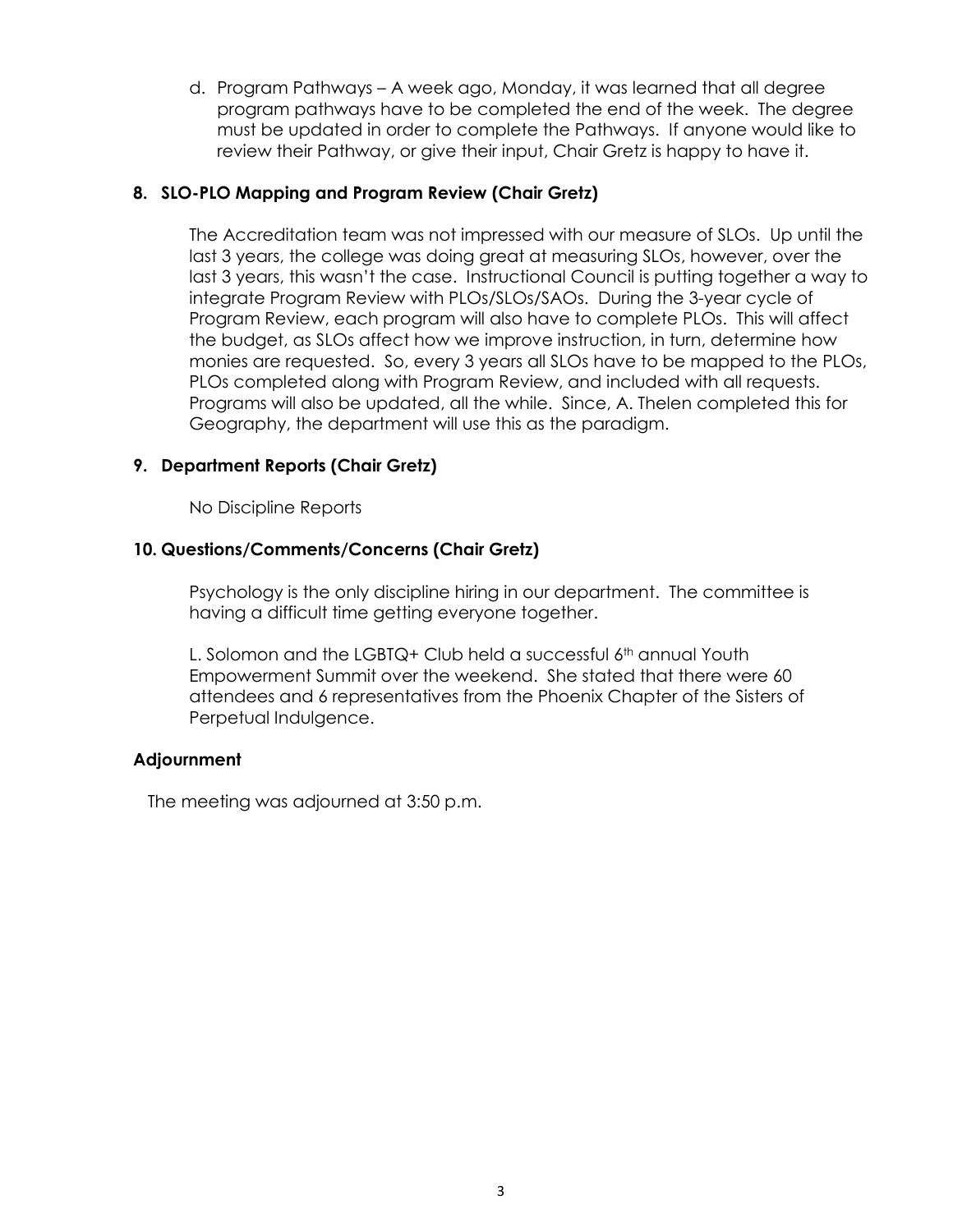d. Program Pathways – A week ago, Monday, it was learned that all degree program pathways have to be completed the end of the week. The degree must be updated in order to complete the Pathways. If anyone would like to review their Pathway, or give their input, Chair Gretz is happy to have it.

**8. SLO-PLO Mapping and Program Review (Chair Gretz)**

The Accreditation team was not impressed with our measure of SLOs. Up until the last 3 years, the college was doing great at measuring SLOs, however, over the last 3 years, this wasn't the case. Instructional Council is putting together a way to integrate Program Review with PLOs/SLOs/SAOs. During the 3-year cycle of Program Review, each program will also have to complete PLOs. This will affect the budget, as SLOs affect how we improve instruction, in turn, determine how monies are requested. So, every 3 years all SLOs have to be mapped to the PLOs, PLOs completed along with Program Review, and included with all requests. Programs will also be updated, all the while. Since, A. Thelen completed this for Geography, the department will use this as the paradigm.

**9. Department Reports (Chair Gretz)**

No Discipline Reports

**10. Questions/Comments/Concerns (Chair Gretz)**

Psychology is the only discipline hiring in our department. The committee is having a difficult time getting everyone together.

L. Solomon and the LGBTQ+ Club held a successful 6th annual Youth Empowerment Summit over the weekend. She stated that there were 60 attendees and 6 representatives from the Phoenix Chapter of the Sisters of Perpetual Indulgence.

**Adjournment**

The meeting was adjourned at 3:50 p.m.